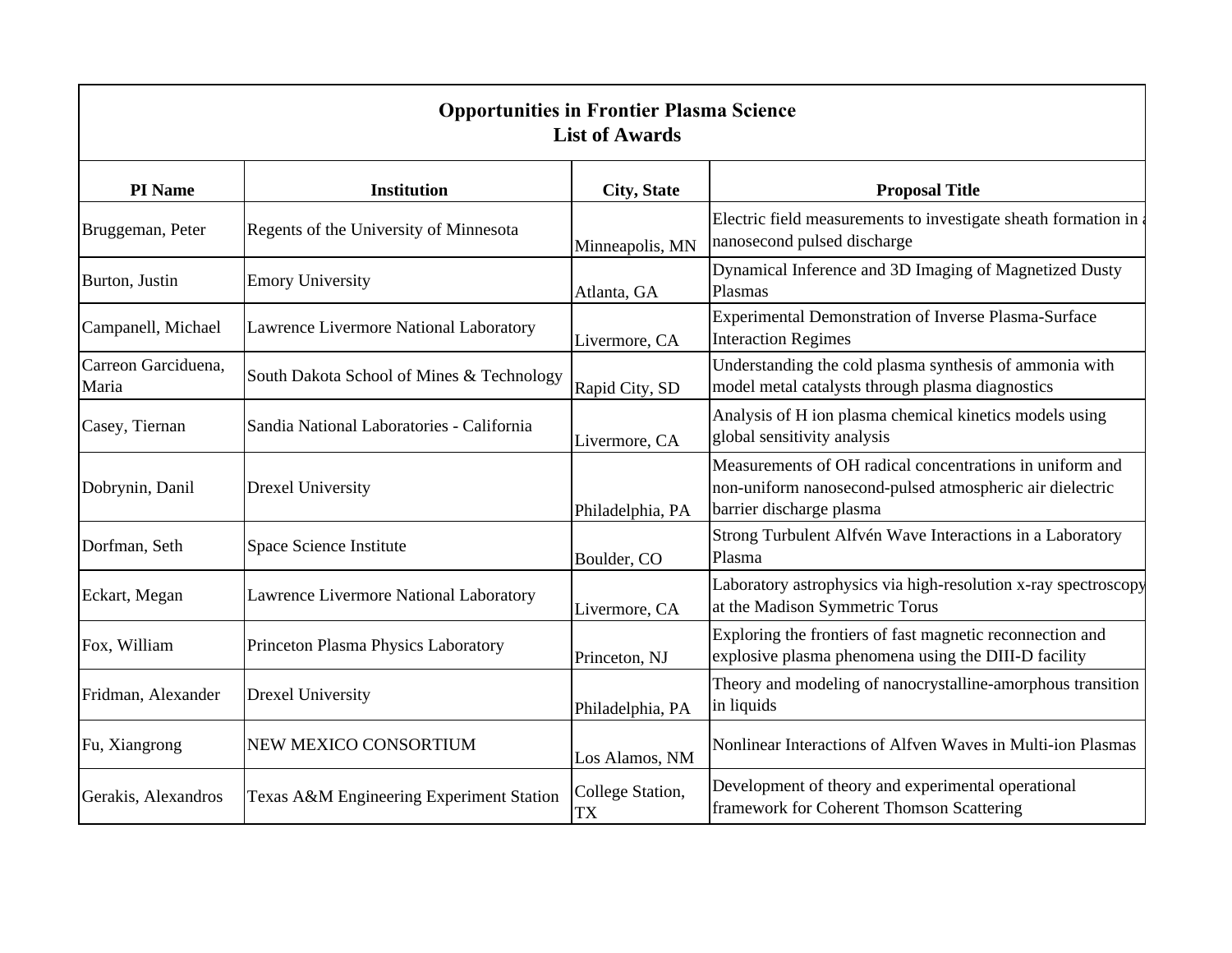# Opportunities in Frontier Plasma Science
## List of Awards

| PI Name | Institution | City, State | Proposal Title |
| --- | --- | --- | --- |
| Bruggeman, Peter | Regents of the University of Minnesota | Minneapolis, MN | Electric field measurements to investigate sheath formation in a nanosecond pulsed discharge |
| Burton, Justin | Emory University | Atlanta, GA | Dynamical Inference and 3D Imaging of Magnetized Dusty Plasmas |
| Campanell, Michael | Lawrence Livermore National Laboratory | Livermore, CA | Experimental Demonstration of Inverse Plasma-Surface Interaction Regimes |
| Carreon Garciduena, Maria | South Dakota School of Mines & Technology | Rapid City, SD | Understanding the cold plasma synthesis of ammonia with model metal catalysts through plasma diagnostics |
| Casey, Tiernan | Sandia National Laboratories - California | Livermore, CA | Analysis of H ion plasma chemical kinetics models using global sensitivity analysis |
| Dobrynin, Danil | Drexel University | Philadelphia, PA | Measurements of OH radical concentrations in uniform and non-uniform nanosecond-pulsed atmospheric air dielectric barrier discharge plasma |
| Dorfman, Seth | Space Science Institute | Boulder, CO | Strong Turbulent Alfvén Wave Interactions in a Laboratory Plasma |
| Eckart, Megan | Lawrence Livermore National Laboratory | Livermore, CA | Laboratory astrophysics via high-resolution x-ray spectroscopy at the Madison Symmetric Torus |
| Fox, William | Princeton Plasma Physics Laboratory | Princeton, NJ | Exploring the frontiers of fast magnetic reconnection and explosive plasma phenomena using the DIII-D facility |
| Fridman, Alexander | Drexel University | Philadelphia, PA | Theory and modeling of nanocrystalline-amorphous transition in liquids |
| Fu, Xiangrong | NEW MEXICO CONSORTIUM | Los Alamos, NM | Nonlinear Interactions of Alfven Waves in Multi-ion Plasmas |
| Gerakis, Alexandros | Texas A&M Engineering Experiment Station | College Station, TX | Development of theory and experimental operational framework for Coherent Thomson Scattering |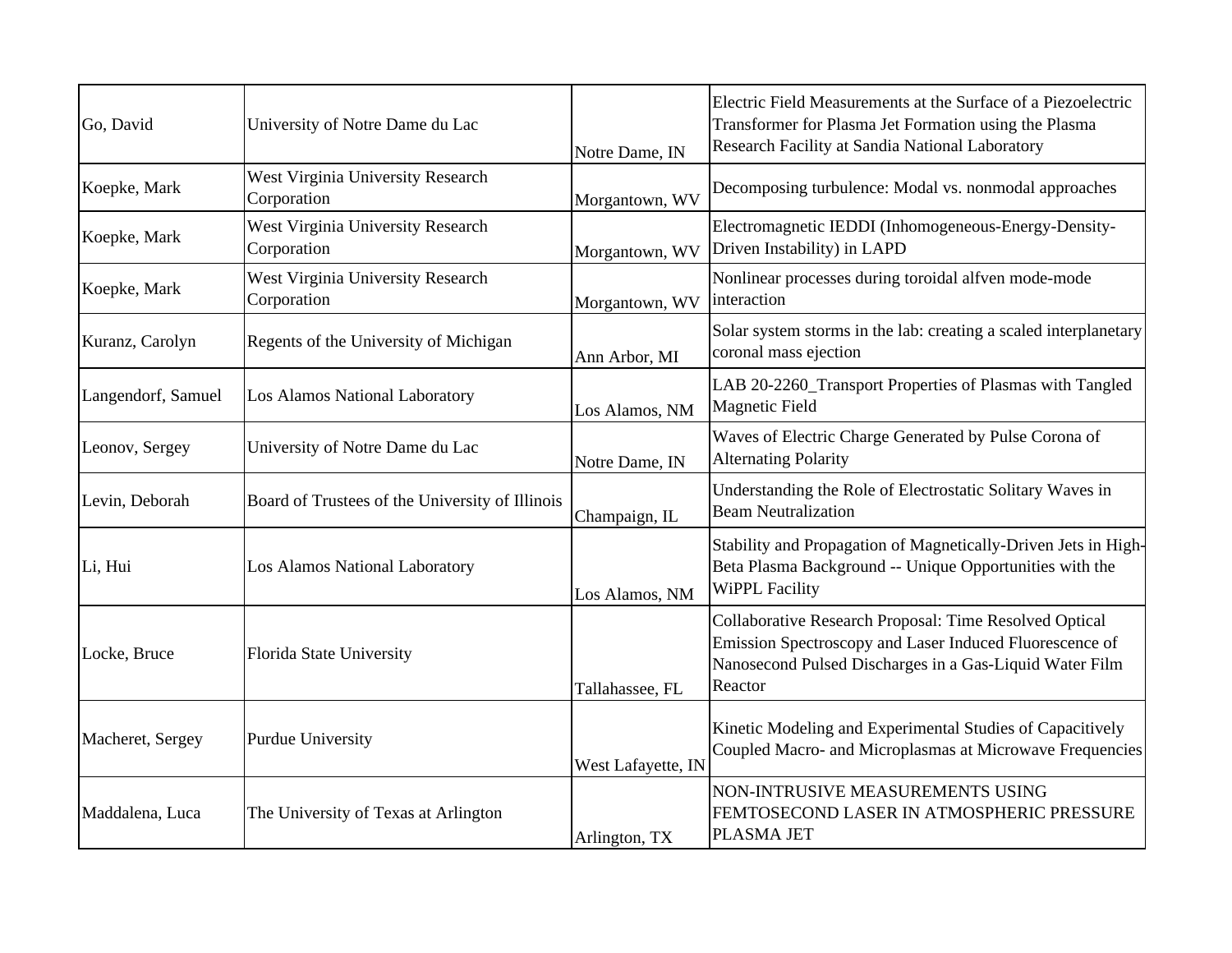| Go, David | University of Notre Dame du Lac | Notre Dame, IN | Electric Field Measurements at the Surface of a Piezoelectric Transformer for Plasma Jet Formation using the Plasma Research Facility at Sandia National Laboratory |
|---|---|---|---|
| Koepke, Mark | West Virginia University Research Corporation | Morgantown, WV | Decomposing turbulence: Modal vs. nonmodal approaches |
| Koepke, Mark | West Virginia University Research Corporation | Morgantown, WV | Electromagnetic IEDDI (Inhomogeneous-Energy-Density-Driven Instability) in LAPD |
| Koepke, Mark | West Virginia University Research Corporation | Morgantown, WV | Nonlinear processes during toroidal alfven mode-mode interaction |
| Kuranz, Carolyn | Regents of the University of Michigan | Ann Arbor, MI | Solar system storms in the lab: creating a scaled interplanetary coronal mass ejection |
| Langendorf, Samuel | Los Alamos National Laboratory | Los Alamos, NM | LAB 20-2260_Transport Properties of Plasmas with Tangled Magnetic Field |
| Leonov, Sergey | University of Notre Dame du Lac | Notre Dame, IN | Waves of Electric Charge Generated by Pulse Corona of Alternating Polarity |
| Levin, Deborah | Board of Trustees of the University of Illinois | Champaign, IL | Understanding the Role of Electrostatic Solitary Waves in Beam Neutralization |
| Li, Hui | Los Alamos National Laboratory | Los Alamos, NM | Stability and Propagation of Magnetically-Driven Jets in High-Beta Plasma Background -- Unique Opportunities with the WiPPL Facility |
| Locke, Bruce | Florida State University | Tallahassee, FL | Collaborative Research Proposal: Time Resolved Optical Emission Spectroscopy and Laser Induced Fluorescence of Nanosecond Pulsed Discharges in a Gas-Liquid Water Film Reactor |
| Macheret, Sergey | Purdue University | West Lafayette, IN | Kinetic Modeling and Experimental Studies of Capacitively Coupled Macro- and Microplasmas at Microwave Frequencies |
| Maddalena, Luca | The University of Texas at Arlington | Arlington, TX | NON-INTRUSIVE MEASUREMENTS USING FEMTOSECOND LASER IN ATMOSPHERIC PRESSURE PLASMA JET |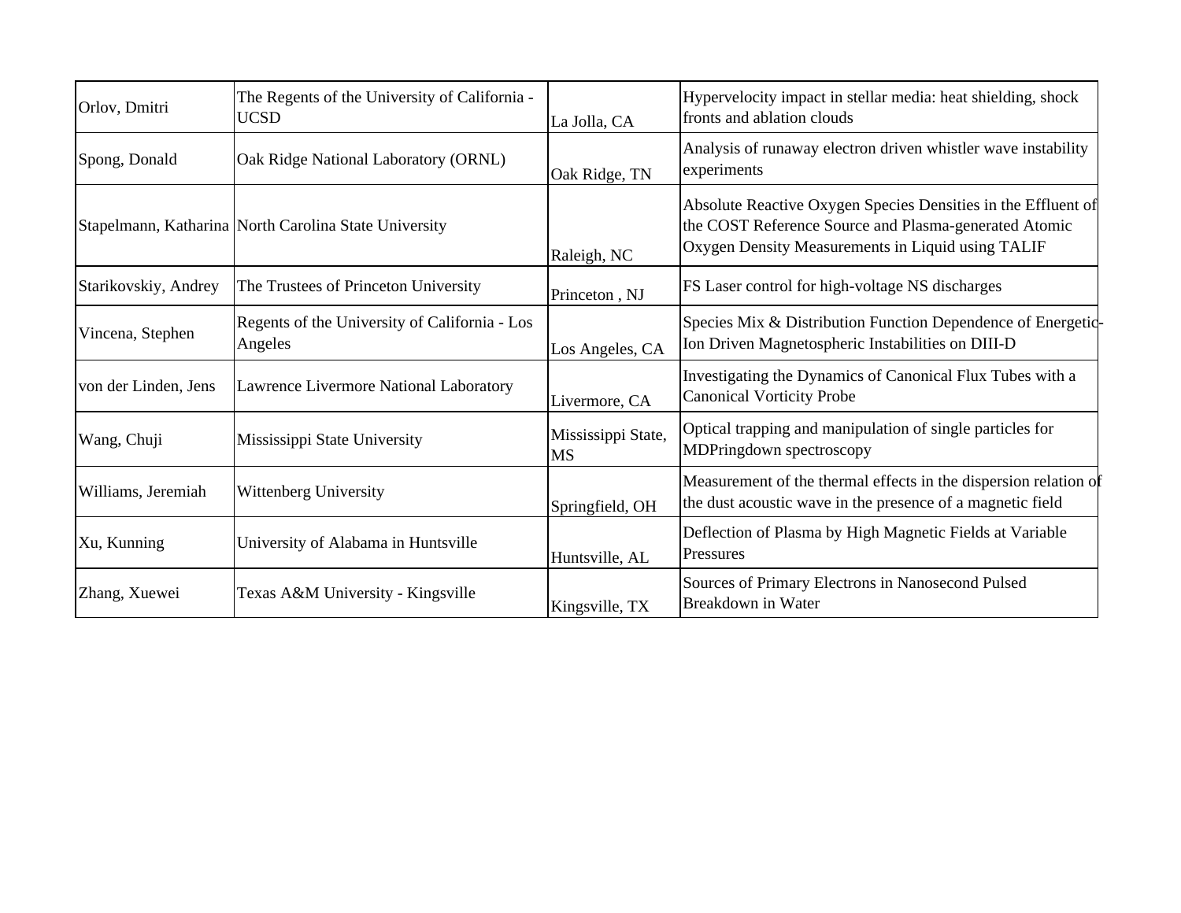| | | | |
|---|---|---|---|
| Orlov, Dmitri | The Regents of the University of California - UCSD | La Jolla, CA | Hypervelocity impact in stellar media: heat shielding, shock fronts and ablation clouds |
| Spong, Donald | Oak Ridge National Laboratory (ORNL) | Oak Ridge, TN | Analysis of runaway electron driven whistler wave instability experiments |
| Stapelmann, Katharina | North Carolina State University | Raleigh, NC | Absolute Reactive Oxygen Species Densities in the Effluent of the COST Reference Source and Plasma-generated Atomic Oxygen Density Measurements in Liquid using TALIF |
| Starikovskiy, Andrey | The Trustees of Princeton University | Princeton , NJ | FS Laser control for high-voltage NS discharges |
| Vincena, Stephen | Regents of the University of California - Los Angeles | Los Angeles, CA | Species Mix & Distribution Function Dependence of Energetic-Ion Driven Magnetospheric Instabilities on DIII-D |
| von der Linden, Jens | Lawrence Livermore National Laboratory | Livermore, CA | Investigating the Dynamics of Canonical Flux Tubes with a Canonical Vorticity Probe |
| Wang, Chuji | Mississippi State University | Mississippi State, MS | Optical trapping and manipulation of single particles for MDPringdown spectroscopy |
| Williams, Jeremiah | Wittenberg University | Springfield, OH | Measurement of the thermal effects in the dispersion relation of the dust acoustic wave in the presence of a magnetic field |
| Xu, Kunning | University of Alabama in Huntsville | Huntsville, AL | Deflection of Plasma by High Magnetic Fields at Variable Pressures |
| Zhang, Xuewei | Texas A&M University - Kingsville | Kingsville, TX | Sources of Primary Electrons in Nanosecond Pulsed Breakdown in Water |